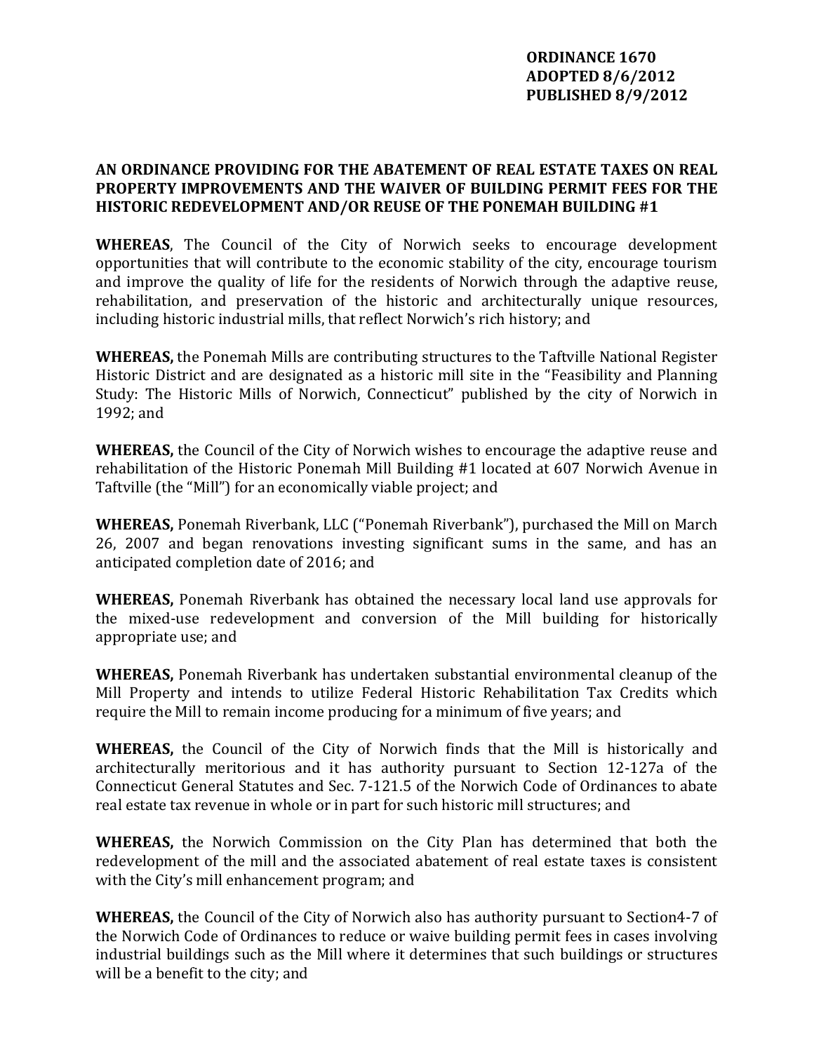**ORDINANCE 1670**
**ADOPTED 8/6/2012**
**PUBLISHED 8/9/2012**

# AN ORDINANCE PROVIDING FOR THE ABATEMENT OF REAL ESTATE TAXES ON REAL PROPERTY IMPROVEMENTS AND THE WAIVER OF BUILDING PERMIT FEES FOR THE HISTORIC REDEVELOPMENT AND/OR REUSE OF THE PONEMAH BUILDING #1

**WHEREAS**, The Council of the City of Norwich seeks to encourage development opportunities that will contribute to the economic stability of the city, encourage tourism and improve the quality of life for the residents of Norwich through the adaptive reuse, rehabilitation, and preservation of the historic and architecturally unique resources, including historic industrial mills, that reflect Norwich's rich history; and

**WHEREAS,** the Ponemah Mills are contributing structures to the Taftville National Register Historic District and are designated as a historic mill site in the "Feasibility and Planning Study: The Historic Mills of Norwich, Connecticut" published by the city of Norwich in 1992; and

**WHEREAS,** the Council of the City of Norwich wishes to encourage the adaptive reuse and rehabilitation of the Historic Ponemah Mill Building #1 located at 607 Norwich Avenue in Taftville (the "Mill") for an economically viable project; and

**WHEREAS,** Ponemah Riverbank, LLC ("Ponemah Riverbank"), purchased the Mill on March 26, 2007 and began renovations investing significant sums in the same, and has an anticipated completion date of 2016; and

**WHEREAS,** Ponemah Riverbank has obtained the necessary local land use approvals for the mixed-use redevelopment and conversion of the Mill building for historically appropriate use; and

**WHEREAS,** Ponemah Riverbank has undertaken substantial environmental cleanup of the Mill Property and intends to utilize Federal Historic Rehabilitation Tax Credits which require the Mill to remain income producing for a minimum of five years; and

**WHEREAS,** the Council of the City of Norwich finds that the Mill is historically and architecturally meritorious and it has authority pursuant to Section 12-127a of the Connecticut General Statutes and Sec. 7-121.5 of the Norwich Code of Ordinances to abate real estate tax revenue in whole or in part for such historic mill structures; and

**WHEREAS,** the Norwich Commission on the City Plan has determined that both the redevelopment of the mill and the associated abatement of real estate taxes is consistent with the City's mill enhancement program; and

**WHEREAS,** the Council of the City of Norwich also has authority pursuant to Section4-7 of the Norwich Code of Ordinances to reduce or waive building permit fees in cases involving industrial buildings such as the Mill where it determines that such buildings or structures will be a benefit to the city; and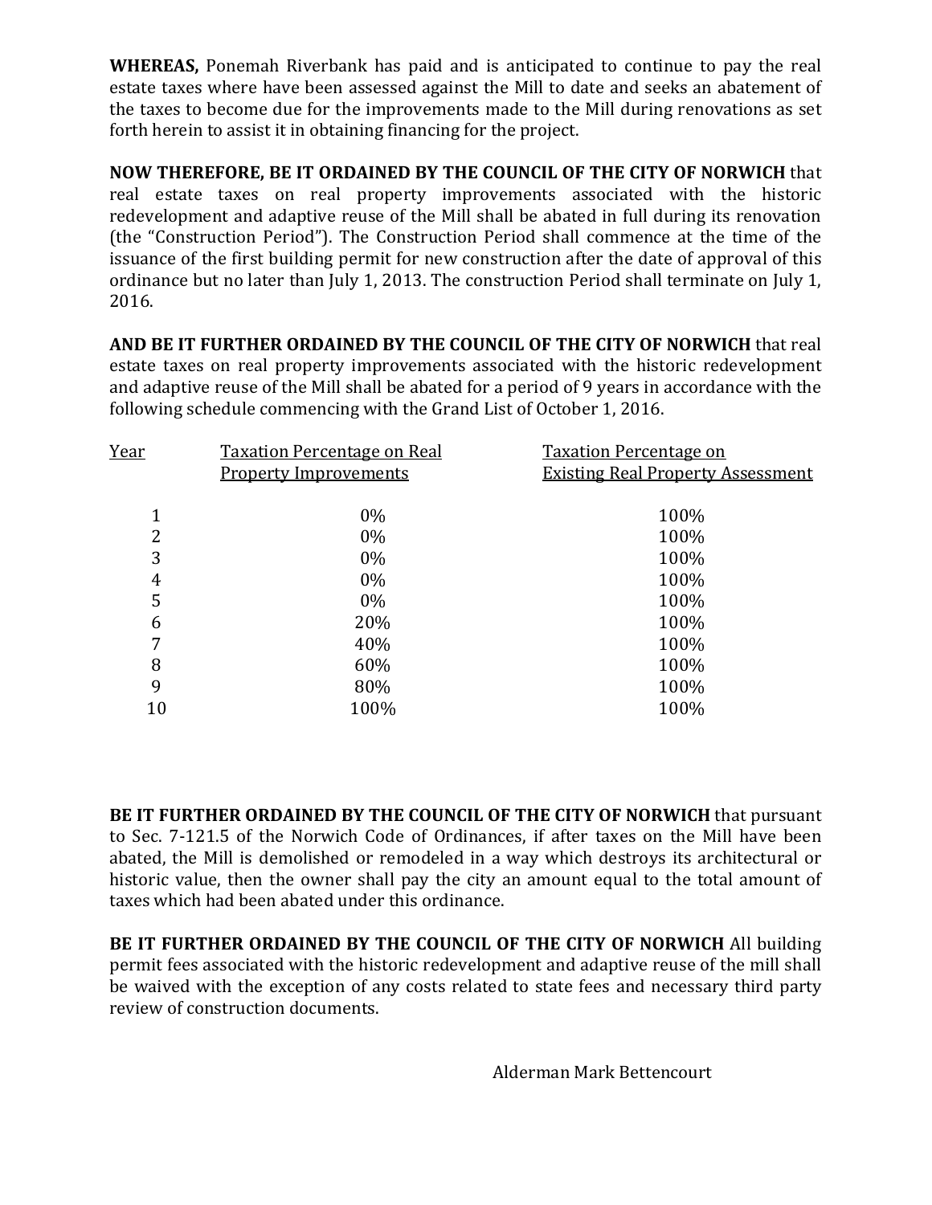**WHEREAS,** Ponemah Riverbank has paid and is anticipated to continue to pay the real estate taxes where have been assessed against the Mill to date and seeks an abatement of the taxes to become due for the improvements made to the Mill during renovations as set forth herein to assist it in obtaining financing for the project.

**NOW THEREFORE, BE IT ORDAINED BY THE COUNCIL OF THE CITY OF NORWICH** that real estate taxes on real property improvements associated with the historic redevelopment and adaptive reuse of the Mill shall be abated in full during its renovation (the "Construction Period"). The Construction Period shall commence at the time of the issuance of the first building permit for new construction after the date of approval of this ordinance but no later than July 1, 2013. The construction Period shall terminate on July 1, 2016.

**AND BE IT FURTHER ORDAINED BY THE COUNCIL OF THE CITY OF NORWICH** that real estate taxes on real property improvements associated with the historic redevelopment and adaptive reuse of the Mill shall be abated for a period of 9 years in accordance with the following schedule commencing with the Grand List of October 1, 2016.

| Year | Taxation Percentage on Real Property Improvements | Taxation Percentage on Existing Real Property Assessment |
|---|---|---|
| 1 | 0% | 100% |
| 2 | 0% | 100% |
| 3 | 0% | 100% |
| 4 | 0% | 100% |
| 5 | 0% | 100% |
| 6 | 20% | 100% |
| 7 | 40% | 100% |
| 8 | 60% | 100% |
| 9 | 80% | 100% |
| 10 | 100% | 100% |

**BE IT FURTHER ORDAINED BY THE COUNCIL OF THE CITY OF NORWICH** that pursuant to Sec. 7-121.5 of the Norwich Code of Ordinances, if after taxes on the Mill have been abated, the Mill is demolished or remodeled in a way which destroys its architectural or historic value, then the owner shall pay the city an amount equal to the total amount of taxes which had been abated under this ordinance.

**BE IT FURTHER ORDAINED BY THE COUNCIL OF THE CITY OF NORWICH** All building permit fees associated with the historic redevelopment and adaptive reuse of the mill shall be waived with the exception of any costs related to state fees and necessary third party review of construction documents.

Alderman Mark Bettencourt